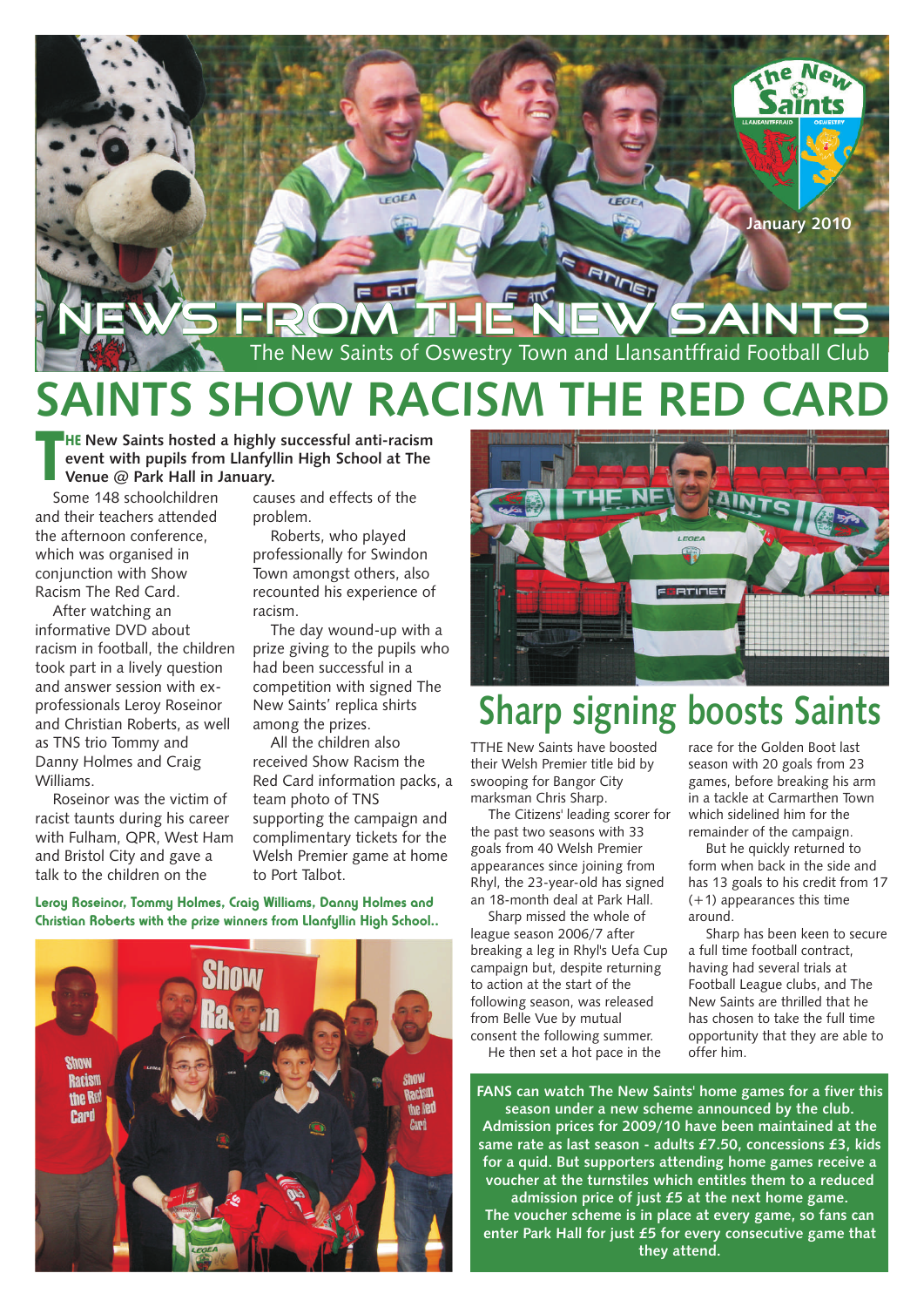January 2010

# NEWS FROM THE NEW SAINTS

The New Saints of Oswestry Town and Llansantffraid Football Club

# SAINTS SHOW RACISM THE RED CARD

**THE New Saints hosted a highly successful anti-racism event with pupils from Llanfyllin High School at The Venue @ Park Hall in January.**

Some 148 schoolchildren and their teachers attended the afternoon conference, which was organised in conjunction with Show Racism The Red Card.

After watching an informative DVD about racism in football, the children took part in a lively question and answer session with ex-professionals Leroy Roseinor and Christian Roberts, as well as TNS trio Tommy and Danny Holmes and Craig Williams.

Roseinor was the victim of racist taunts during his career with Fulham, QPR, West Ham and Bristol City and gave a talk to the children on the causes and effects of the problem.

Roberts, who played professionally for Swindon Town amongst others, also recounted his experience of racism.

The day wound-up with a prize giving to the pupils who had been successful in a competition with signed The New Saints' replica shirts among the prizes.

All the children also received Show Racism the Red Card information packs, a team photo of TNS supporting the campaign and complimentary tickets for the Welsh Premier game at home to Port Talbot.

Leroy Roseinor, Tommy Holmes, Craig Williams, Danny Holmes and Christian Roberts with the prize winners from Llanfyllin High School..

## Sharp signing boosts Saints

TTHE New Saints have boosted their Welsh Premier title bid by swooping for Bangor City marksman Chris Sharp.

The Citizens' leading scorer for the past two seasons with 33 goals from 40 Welsh Premier appearances since joining from Rhyl, the 23-year-old has signed an 18-month deal at Park Hall.

Sharp missed the whole of league season 2006/7 after breaking a leg in Rhyl's Uefa Cup campaign but, despite returning to action at the start of the following season, was released from Belle Vue by mutual consent the following summer.

He then set a hot pace in the race for the Golden Boot last season with 20 goals from 23 games, before breaking his arm in a tackle at Carmarthen Town which sidelined him for the remainder of the campaign.

But he quickly returned to form when back in the side and has 13 goals to his credit from 17 (+1) appearances this time around.

Sharp has been keen to secure a full time football contract, having had several trials at Football League clubs, and The New Saints are thrilled that he has chosen to take the full time opportunity that they are able to offer him.

**FANS can watch The New Saints' home games for a fiver this season under a new scheme announced by the club. Admission prices for 2009/10 have been maintained at the same rate as last season - adults £7.50, concessions £3, kids for a quid. But supporters attending home games receive a voucher at the turnstiles which entitles them to a reduced admission price of just £5 at the next home game. The voucher scheme is in place at every game, so fans can enter Park Hall for just £5 for every consecutive game that they attend.**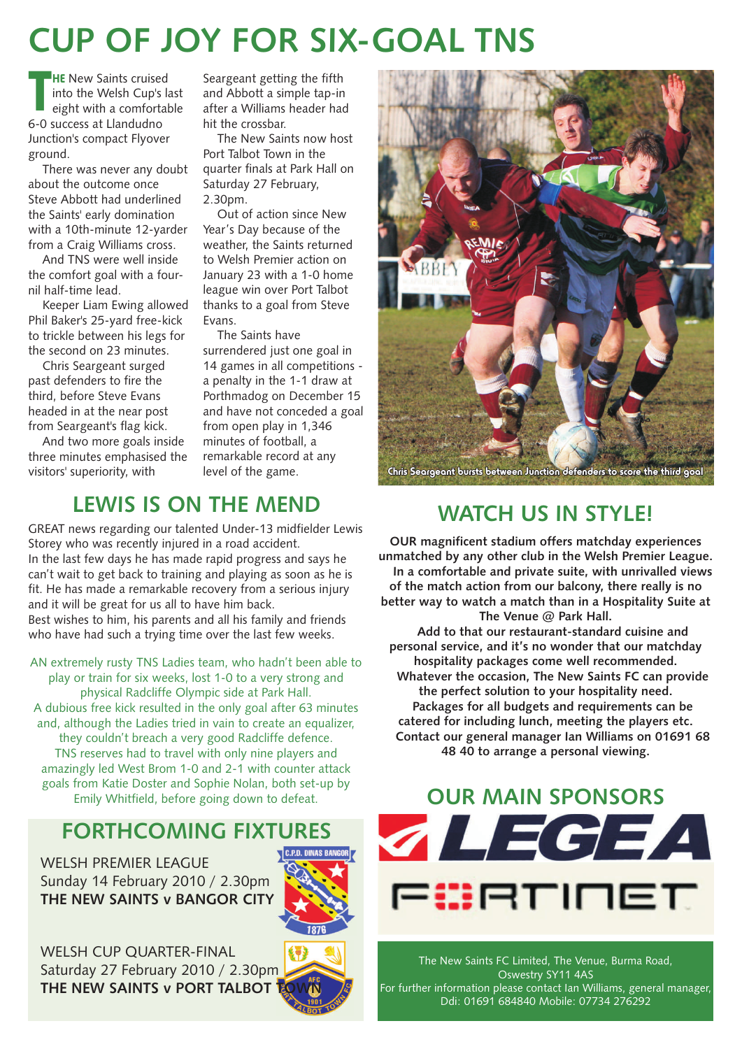# CUP OF JOY FOR SIX-GOAL TNS

THE New Saints cruised into the Welsh Cup's last eight with a comfortable 6-0 success at Llandudno Junction's compact Flyover ground.

There was never any doubt about the outcome once Steve Abbott had underlined the Saints' early domination with a 10th-minute 12-yarder from a Craig Williams cross.

And TNS were well inside the comfort goal with a four-nil half-time lead.

Keeper Liam Ewing allowed Phil Baker's 25-yard free-kick to trickle between his legs for the second on 23 minutes.

Chris Seargeant surged past defenders to fire the third, before Steve Evans headed in at the near post from Seargeant's flag kick.

And two more goals inside three minutes emphasised the visitors' superiority, with Seargeant getting the fifth and Abbott a simple tap-in after a Williams header had hit the crossbar.

The New Saints now host Port Talbot Town in the quarter finals at Park Hall on Saturday 27 February, 2.30pm.

Out of action since New Year's Day because of the weather, the Saints returned to Welsh Premier action on January 23 with a 1-0 home league win over Port Talbot thanks to a goal from Steve Evans.

The Saints have surrendered just one goal in 14 games in all competitions - a penalty in the 1-1 draw at Porthmadog on December 15 and have not conceded a goal from open play in 1,346 minutes of football, a remarkable record at any level of the game.

Chris Seargeant bursts between Junction defenders to score the third goal

## LEWIS IS ON THE MEND

GREAT news regarding our talented Under-13 midfielder Lewis Storey who was recently injured in a road accident.
In the last few days he has made rapid progress and says he can't wait to get back to training and playing as soon as he is fit. He has made a remarkable recovery from a serious injury and it will be great for us all to have him back.
Best wishes to him, his parents and all his family and friends who have had such a trying time over the last few weeks.

AN extremely rusty TNS Ladies team, who hadn't been able to play or train for six weeks, lost 1-0 to a very strong and physical Radcliffe Olympic side at Park Hall.
A dubious free kick resulted in the only goal after 63 minutes and, although the Ladies tried in vain to create an equalizer, they couldn't breach a very good Radcliffe defence.
TNS reserves had to travel with only nine players and amazingly led West Brom 1-0 and 2-1 with counter attack goals from Katie Doster and Sophie Nolan, both set-up by Emily Whitfield, before going down to defeat.

## FORTHCOMING FIXTURES

WELSH PREMIER LEAGUE
Sunday 14 February 2010 / 2.30pm
**THE NEW SAINTS v BANGOR CITY**

WELSH CUP QUARTER-FINAL
Saturday 27 February 2010 / 2.30pm
**THE NEW SAINTS v PORT TALBOT TOWN**

## WATCH US IN STYLE!

**OUR magnificent stadium offers matchday experiences unmatched by any other club in the Welsh Premier League.**

**In a comfortable and private suite, with unrivalled views of the match action from our balcony, there really is no better way to watch a match than in a Hospitality Suite at The Venue @ Park Hall.**

**Add to that our restaurant-standard cuisine and personal service, and it's no wonder that our matchday hospitality packages come well recommended.**

**Whatever the occasion, The New Saints FC can provide the perfect solution to your hospitality need.**

**Packages for all budgets and requirements can be catered for including lunch, meeting the players etc.**

**Contact our general manager Ian Williams on 01691 68 48 40 to arrange a personal viewing.**

## OUR MAIN SPONSORS

LEGEA

FORTINET

The New Saints FC Limited, The Venue, Burma Road, Oswestry SY11 4AS
For further information please contact Ian Williams, general manager, Ddi: 01691 684840 Mobile: 07734 276292